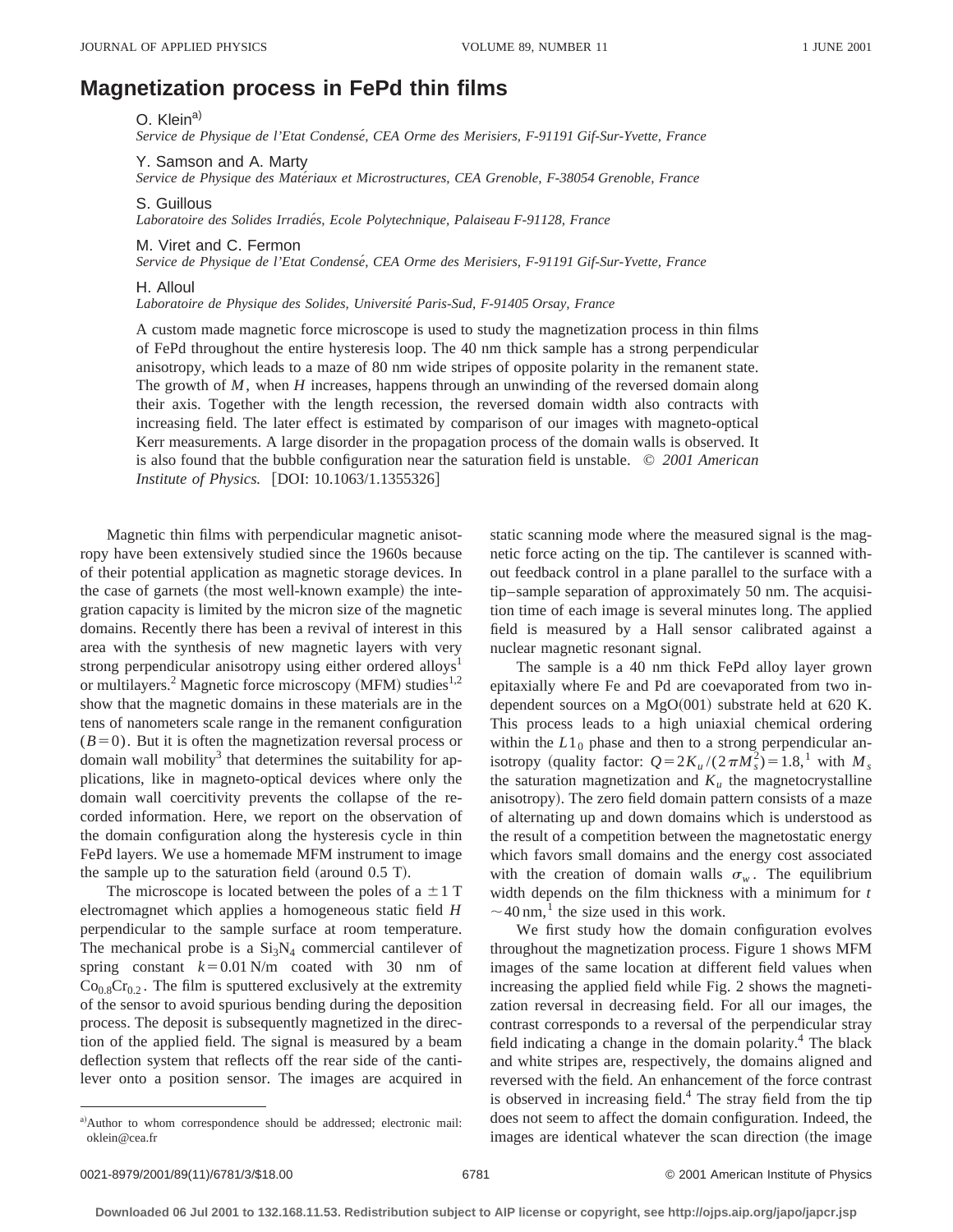# Magnetization process in FePd thin films

O. Klein[a)]
*Service de Physique de l'Etat Condensé, CEA Orme des Merisiers, F-91191 Gif-Sur-Yvette, France*

Y. Samson and A. Marty
*Service de Physique des Matériaux et Microstructures, CEA Grenoble, F-38054 Grenoble, France*

S. Guillous
*Laboratoire des Solides Irradiés, Ecole Polytechnique, Palaiseau F-91128, France*

M. Viret and C. Fermon
*Service de Physique de l'Etat Condensé, CEA Orme des Merisiers, F-91191 Gif-Sur-Yvette, France*

H. Alloul
*Laboratoire de Physique des Solides, Université Paris-Sud, F-91405 Orsay, France*

A custom made magnetic force microscope is used to study the magnetization process in thin films of FePd throughout the entire hysteresis loop. The 40 nm thick sample has a strong perpendicular anisotropy, which leads to a maze of 80 nm wide stripes of opposite polarity in the remanent state. The growth of $M$, when $H$ increases, happens through an unwinding of the reversed domain along their axis. Together with the length recession, the reversed domain width also contracts with increasing field. The later effect is estimated by comparison of our images with magneto-optical Kerr measurements. A large disorder in the propagation process of the domain walls is observed. It is also found that the bubble configuration near the saturation field is unstable. © *2001 American Institute of Physics.* [DOI: 10.1063/1.1355326]

Magnetic thin films with perpendicular magnetic anisotropy have been extensively studied since the 1960s because of their potential application as magnetic storage devices. In the case of garnets (the most well-known example) the integration capacity is limited by the micron size of the magnetic domains. Recently there has been a revival of interest in this area with the synthesis of new magnetic layers with very strong perpendicular anisotropy using either ordered alloys[1] or multilayers.[2] Magnetic force microscopy (MFM) studies[1,2] show that the magnetic domains in these materials are in the tens of nanometers scale range in the remanent configuration ($B=0$). But it is often the magnetization reversal process or domain wall mobility[3] that determines the suitability for applications, like in magneto-optical devices where only the domain wall coercitivity prevents the collapse of the recorded information. Here, we report on the observation of the domain configuration along the hysteresis cycle in thin FePd layers. We use a homemade MFM instrument to image the sample up to the saturation field (around 0.5 T).

The microscope is located between the poles of a $\pm 1$ T electromagnet which applies a homogeneous static field $H$ perpendicular to the sample surface at room temperature. The mechanical probe is a $Si_3N_4$ commercial cantilever of spring constant $k=0.01$ N/m coated with 30 nm of $Co_{0.8}Cr_{0.2}$. The film is sputtered exclusively at the extremity of the sensor to avoid spurious bending during the deposition process. The deposit is subsequently magnetized in the direction of the applied field. The signal is measured by a beam deflection system that reflects off the rear side of the cantilever onto a position sensor. The images are acquired in static scanning mode where the measured signal is the magnetic force acting on the tip. The cantilever is scanned without feedback control in a plane parallel to the surface with a tip–sample separation of approximately 50 nm. The acquisition time of each image is several minutes long. The applied field is measured by a Hall sensor calibrated against a nuclear magnetic resonant signal.

The sample is a 40 nm thick FePd alloy layer grown epitaxially where Fe and Pd are coevaporated from two independent sources on a MgO(001) substrate held at 620 K. This process leads to a high uniaxial chemical ordering within the $L1_0$ phase and then to a strong perpendicular anisotropy (quality factor: $Q=2K_u/(2\pi M_s^2)=1.8$,[1] with $M_s$ the saturation magnetization and $K_u$ the magnetocrystalline anisotropy). The zero field domain pattern consists of a maze of alternating up and down domains which is understood as the result of a competition between the magnetostatic energy which favors small domains and the energy cost associated with the creation of domain walls $\sigma_w$. The equilibrium width depends on the film thickness with a minimum for $t \sim 40$ nm,[1] the size used in this work.

We first study how the domain configuration evolves throughout the magnetization process. Figure 1 shows MFM images of the same location at different field values when increasing the applied field while Fig. 2 shows the magnetization reversal in decreasing field. For all our images, the contrast corresponds to a reversal of the perpendicular stray field indicating a change in the domain polarity.[4] The black and white stripes are, respectively, the domains aligned and reversed with the field. An enhancement of the force contrast is observed in increasing field.[4] The stray field from the tip does not seem to affect the domain configuration. Indeed, the images are identical whatever the scan direction (the image

[a)]Author to whom correspondence should be addressed; electronic mail: oklein@cea.fr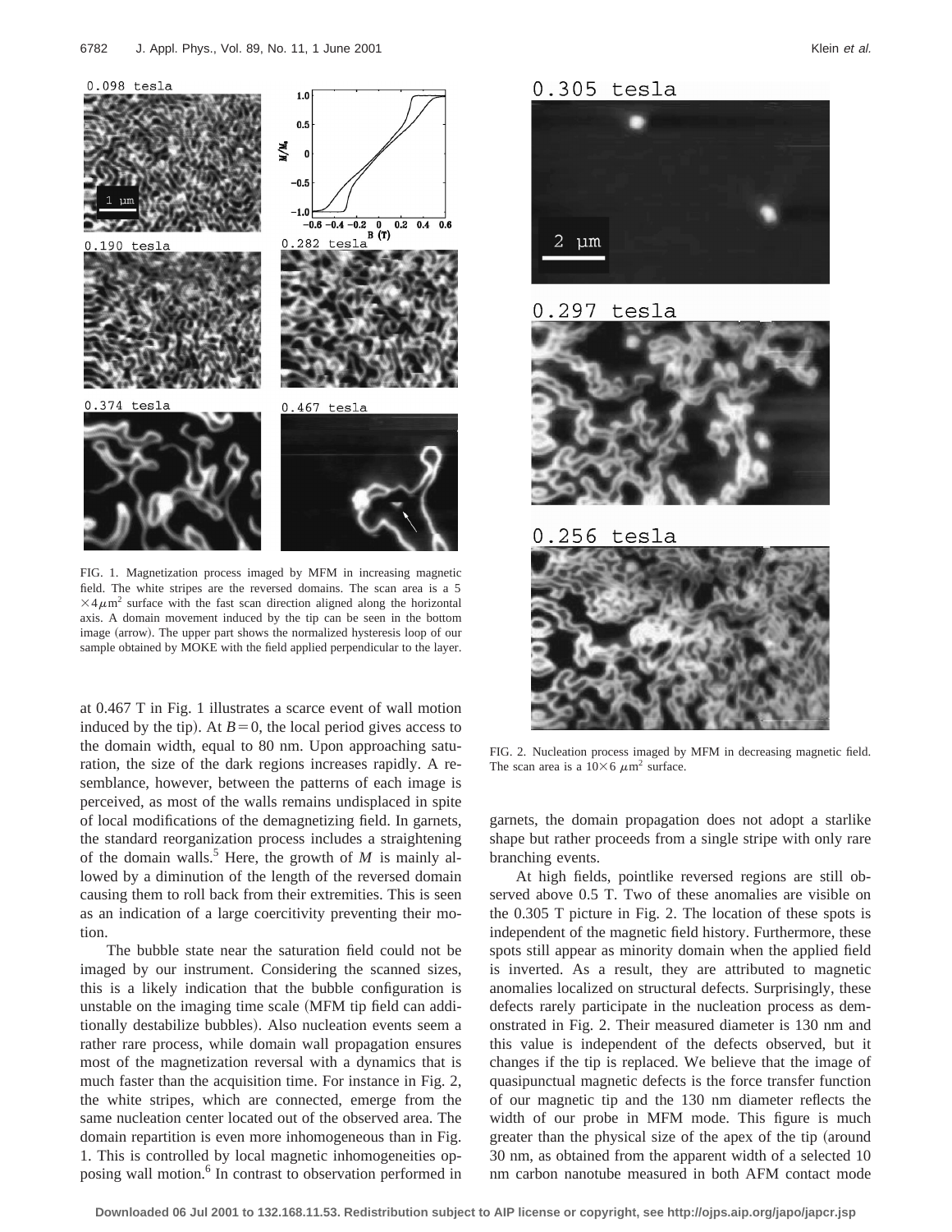0.098 tesla

1 μm

1.0
0.5
0
−0.5
−1.0
M/M_s
−0.6 −0.4 −0.2 0 0.2 0.4 0.6
B (T)

0.190 tesla

0.282 tesla

0.374 tesla

0.467 tesla

FIG. 1. Magnetization process imaged by MFM in increasing magnetic field. The white stripes are the reversed domains. The scan area is a $5 \times 4 \mu m^2$ surface with the fast scan direction aligned along the horizontal axis. A domain movement induced by the tip can be seen in the bottom image (arrow). The upper part shows the normalized hysteresis loop of our sample obtained by MOKE with the field applied perpendicular to the layer.

at 0.467 T in Fig. 1 illustrates a scarce event of wall motion induced by the tip). At $B=0$, the local period gives access to the domain width, equal to 80 nm. Upon approaching saturation, the size of the dark regions increases rapidly. A resemblance, however, between the patterns of each image is perceived, as most of the walls remains undisplaced in spite of local modifications of the demagnetizing field. In garnets, the standard reorganization process includes a straightening of the domain walls.[5] Here, the growth of $M$ is mainly allowed by a diminution of the length of the reversed domain causing them to roll back from their extremities. This is seen as an indication of a large coercitivity preventing their motion.

The bubble state near the saturation field could not be imaged by our instrument. Considering the scanned sizes, this is a likely indication that the bubble configuration is unstable on the imaging time scale (MFM tip field can additionally destabilize bubbles). Also nucleation events seem a rather rare process, while domain wall propagation ensures most of the magnetization reversal with a dynamics that is much faster than the acquisition time. For instance in Fig. 2, the white stripes, which are connected, emerge from the same nucleation center located out of the observed area. The domain repartition is even more inhomogeneous than in Fig. 1. This is controlled by local magnetic inhomogeneities opposing wall motion.[6] In contrast to observation performed in garnets, the domain propagation does not adopt a starlike shape but rather proceeds from a single stripe with only rare branching events.

0.305 tesla

2 μm

0.297 tesla

0.256 tesla

FIG. 2. Nucleation process imaged by MFM in decreasing magnetic field. The scan area is a $10 \times 6$ $\mu m^2$ surface.

At high fields, pointlike reversed regions are still observed above 0.5 T. Two of these anomalies are visible on the 0.305 T picture in Fig. 2. The location of these spots is independent of the magnetic field history. Furthermore, these spots still appear as minority domain when the applied field is inverted. As a result, they are attributed to magnetic anomalies localized on structural defects. Surprisingly, these defects rarely participate in the nucleation process as demonstrated in Fig. 2. Their measured diameter is 130 nm and this value is independent of the defects observed, but it changes if the tip is replaced. We believe that the image of quasipunctual magnetic defects is the force transfer function of our magnetic tip and the 130 nm diameter reflects the width of our probe in MFM mode. This figure is much greater than the physical size of the apex of the tip (around 30 nm, as obtained from the apparent width of a selected 10 nm carbon nanotube measured in both AFM contact mode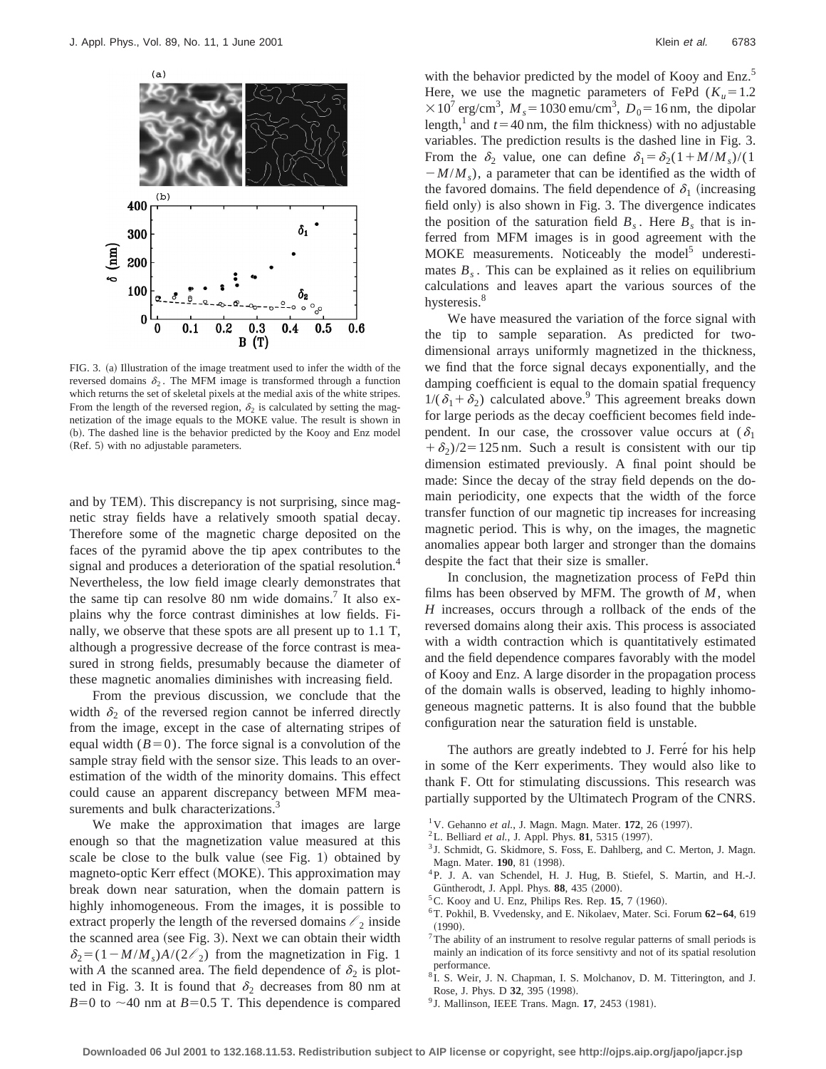(a)

(b)

400

300

200

100

0

$\delta$ (nm)

$\delta_1$

$\delta_2$

0 0.1 0.2 0.3 0.4 0.5 0.6

B (T)

FIG. 3. (a) Illustration of the image treatment used to infer the width of the reversed domains $\delta_2$. The MFM image is transformed through a function which returns the set of skeletal pixels at the medial axis of the white stripes. From the length of the reversed region, $\delta_2$ is calculated by setting the magnetization of the image equals to the MOKE value. The result is shown in (b). The dashed line is the behavior predicted by the Kooy and Enz model (Ref. 5) with no adjustable parameters.

and by TEM). This discrepancy is not surprising, since magnetic stray fields have a relatively smooth spatial decay. Therefore some of the magnetic charge deposited on the faces of the pyramid above the tip apex contributes to the signal and produces a deterioration of the spatial resolution.[4] Nevertheless, the low field image clearly demonstrates that the same tip can resolve 80 nm wide domains.[7] It also explains why the force contrast diminishes at low fields. Finally, we observe that these spots are all present up to 1.1 T, although a progressive decrease of the force contrast is measured in strong fields, presumably because the diameter of these magnetic anomalies diminishes with increasing field.

From the previous discussion, we conclude that the width $\delta_2$ of the reversed region cannot be inferred directly from the image, except in the case of alternating stripes of equal width ($B=0$). The force signal is a convolution of the sample stray field with the sensor size. This leads to an overestimation of the width of the minority domains. This effect could cause an apparent discrepancy between MFM measurements and bulk characterizations.[3]

We make the approximation that images are large enough so that the magnetization value measured at this scale be close to the bulk value (see Fig. 1) obtained by magneto-optic Kerr effect (MOKE). This approximation may break down near saturation, when the domain pattern is highly inhomogeneous. From the images, it is possible to extract properly the length of the reversed domains $\ell_2$ inside the scanned area (see Fig. 3). Next we can obtain their width $\delta_2=(1-M/M_s)A/(2\ell_2)$ from the magnetization in Fig. 1 with $A$ the scanned area. The field dependence of $\delta_2$ is plotted in Fig. 3. It is found that $\delta_2$ decreases from 80 nm at $B=0$ to $\sim$40 nm at $B=0.5$ T. This dependence is compared with the behavior predicted by the model of Kooy and Enz.[5] Here, we use the magnetic parameters of FePd ($K_u=1.2\times10^7$ erg/cm$^3$, $M_s=1030$ emu/cm$^3$, $D_0=16$ nm, the dipolar length,[1] and $t=40$ nm, the film thickness) with no adjustable variables. The prediction results is the dashed line in Fig. 3. From the $\delta_2$ value, one can define $\delta_1=\delta_2(1+M/M_s)/(1-M/M_s)$, a parameter that can be identified as the width of the favored domains. The field dependence of $\delta_1$ (increasing field only) is also shown in Fig. 3. The divergence indicates the position of the saturation field $B_s$. Here $B_s$ that is inferred from MFM images is in good agreement with the MOKE measurements. Noticeably the model[5] underestimates $B_s$. This can be explained as it relies on equilibrium calculations and leaves apart the various sources of the hysteresis.[8]

We have measured the variation of the force signal with the tip to sample separation. As predicted for two-dimensional arrays uniformly magnetized in the thickness, we find that the force signal decays exponentially, and the damping coefficient is equal to the domain spatial frequency $1/(\delta_1+\delta_2)$ calculated above.[9] This agreement breaks down for large periods as the decay coefficient becomes field independent. In our case, the crossover value occurs at $(\delta_1+\delta_2)/2=125$ nm. Such a result is consistent with our tip dimension estimated previously. A final point should be made: Since the decay of the stray field depends on the domain periodicity, one expects that the width of the force transfer function of our magnetic tip increases for increasing magnetic period. This is why, on the images, the magnetic anomalies appear both larger and stronger than the domains despite the fact that their size is smaller.

In conclusion, the magnetization process of FePd thin films has been observed by MFM. The growth of $M$, when $H$ increases, occurs through a rollback of the ends of the reversed domains along their axis. This process is associated with a width contraction which is quantitatively estimated and the field dependence compares favorably with the model of Kooy and Enz. A large disorder in the propagation process of the domain walls is observed, leading to highly inhomogeneous magnetic patterns. It is also found that the bubble configuration near the saturation field is unstable.

The authors are greatly indebted to J. Ferré for his help in some of the Kerr experiments. They would also like to thank F. Ott for stimulating discussions. This research was partially supported by the Ultimatech Program of the CNRS.

[1] V. Gehanno *et al.*, J. Magn. Magn. Mater. **172**, 26 (1997).
[2] L. Belliard *et al.*, J. Appl. Phys. **81**, 5315 (1997).
[3] J. Schmidt, G. Skidmore, S. Foss, E. Dahlberg, and C. Merton, J. Magn. Magn. Mater. **190**, 81 (1998).
[4] P. J. A. van Schendel, H. J. Hug, B. Stiefel, S. Martin, and H.-J. Güntherodt, J. Appl. Phys. **88**, 435 (2000).
[5] C. Kooy and U. Enz, Philips Res. Rep. **15**, 7 (1960).
[6] T. Pokhil, B. Vvedensky, and E. Nikolaev, Mater. Sci. Forum **62–64**, 619 (1990).
[7] The ability of an instrument to resolve regular patterns of small periods is mainly an indication of its force sensitivty and not of its spatial resolution performance.
[8] I. S. Weir, J. N. Chapman, I. S. Molchanov, D. M. Titterington, and J. Rose, J. Phys. D **32**, 395 (1998).
[9] J. Mallinson, IEEE Trans. Magn. **17**, 2453 (1981).